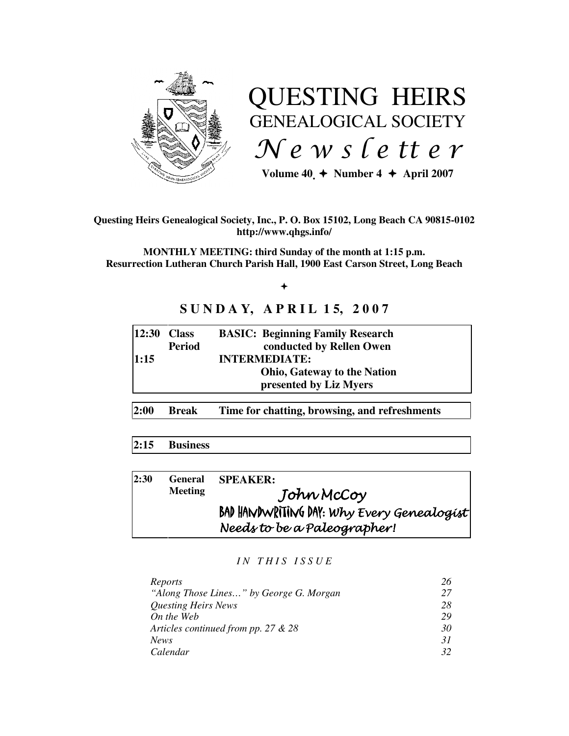# QUESTING HEIRS
## GENEALOGICAL SOCIETY
## *Newsletter*

**Volume 40 ✦ Number 4 ✦ April 2007**

**Questing Heirs Genealogical Society, Inc., P. O. Box 15102, Long Beach CA 90815-0102**
**http://www.qhgs.info/**

**MONTHLY MEETING: third Sunday of the month at 1:15 p.m.**
**Resurrection Lutheran Church Parish Hall, 1900 East Carson Street, Long Beach**

✦

## SUNDAY, APRIL 15, 2007

| | | |
|---|---|---|
| **12:30** | **Class Period** | **BASIC: Beginning Family Research** conducted by **Rellen Owen** |
| **1:15** | | **INTERMEDIATE: Ohio, Gateway to the Nation** presented by **Liz Myers** |

| | | |
|---|---|---|
| **2:00** | **Break** | **Time for chatting, browsing, and refreshments** |

| | |
|---|---|
| **2:15** | **Business** |

| | | |
|---|---|---|
| **2:30** | **General Meeting** | **SPEAKER:** *John McCoy* — BAD HANDWRITING DAY: *Why Every Genealogist Needs to be a Paleographer!* |

*IN THIS ISSUE*

| | |
|---|---|
| *Reports* | *26* |
| *"Along Those Lines…" by George G. Morgan* | *27* |
| *Questing Heirs News* | *28* |
| *On the Web* | *29* |
| *Articles continued from pp. 27 & 28* | *30* |
| *News* | *31* |
| *Calendar* | *32* |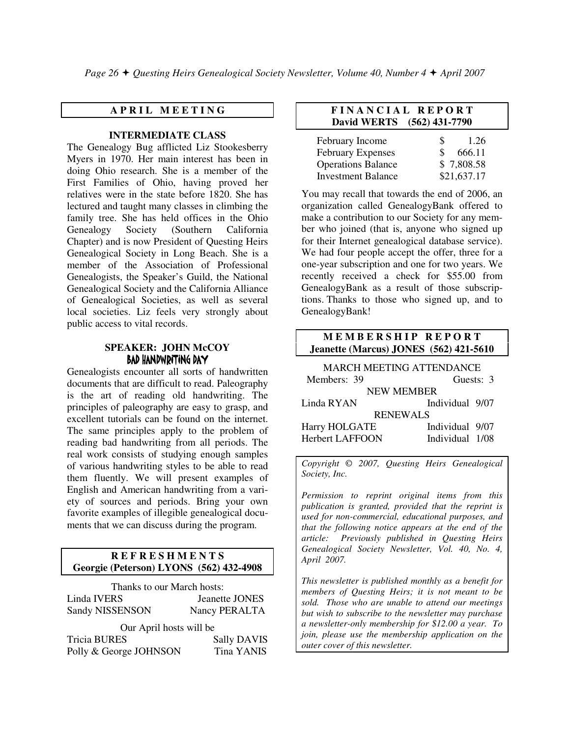## APRIL MEETING

### INTERMEDIATE CLASS

The Genealogy Bug afflicted Liz Stookesberry Myers in 1970. Her main interest has been in doing Ohio research. She is a member of the First Families of Ohio, having proved her relatives were in the state before 1820. She has lectured and taught many classes in climbing the family tree. She has held offices in the Ohio Genealogy Society (Southern California Chapter) and is now President of Questing Heirs Genealogical Society in Long Beach. She is a member of the Association of Professional Genealogists, the Speaker's Guild, the National Genealogical Society and the California Alliance of Genealogical Societies, as well as several local societies. Liz feels very strongly about public access to vital records.

### SPEAKER: JOHN McCOY
### BAD HANDWRITING DAY

Genealogists encounter all sorts of handwritten documents that are difficult to read. Paleography is the art of reading old handwriting. The principles of paleography are easy to grasp, and excellent tutorials can be found on the internet. The same principles apply to the problem of reading bad handwriting from all periods. The real work consists of studying enough samples of various handwriting styles to be able to read them fluently. We will present examples of English and American handwriting from a variety of sources and periods. Bring your own favorite examples of illegible genealogical documents that we can discuss during the program.

## REFRESHMENTS
**Georgie (Peterson) LYONS (562) 432-4908**

Thanks to our March hosts:

| | |
|---|---|
| Linda IVERS | Jeanette JONES |
| Sandy NISSENSON | Nancy PERALTA |

Our April hosts will be

| | |
|---|---|
| Tricia BURES | Sally DAVIS |
| Polly & George JOHNSON | Tina YANIS |

## FINANCIAL REPORT
**David WERTS (562) 431-7790**

| | |
|---|---|
| February Income | $ 1.26 |
| February Expenses | $ 666.11 |
| Operations Balance | $ 7,808.58 |
| Investment Balance | $21,637.17 |

You may recall that towards the end of 2006, an organization called GenealogyBank offered to make a contribution to our Society for any member who joined (that is, anyone who signed up for their Internet genealogical database service). We had four people accept the offer, three for a one-year subscription and one for two years. We recently received a check for $55.00 from GenealogyBank as a result of those subscriptions. Thanks to those who signed up, and to GenealogyBank!

## MEMBERSHIP REPORT
**Jeanette (Marcus) JONES (562) 421-5610**

MARCH MEETING ATTENDANCE

Members: 39 Guests: 3

NEW MEMBER

| | |
|---|---|
| Linda RYAN | Individual 9/07 |

RENEWALS

| | |
|---|---|
| Harry HOLGATE | Individual 9/07 |
| Herbert LAFFOON | Individual 1/08 |

*Copyright © 2007, Questing Heirs Genealogical Society, Inc.*

*Permission to reprint original items from this publication is granted, provided that the reprint is used for non-commercial, educational purposes, and that the following notice appears at the end of the article: Previously published in Questing Heirs Genealogical Society Newsletter, Vol. 40, No. 4, April 2007.*

*This newsletter is published monthly as a benefit for members of Questing Heirs; it is not meant to be sold. Those who are unable to attend our meetings but wish to subscribe to the newsletter may purchase a newsletter-only membership for $12.00 a year. To join, please use the membership application on the outer cover of this newsletter.*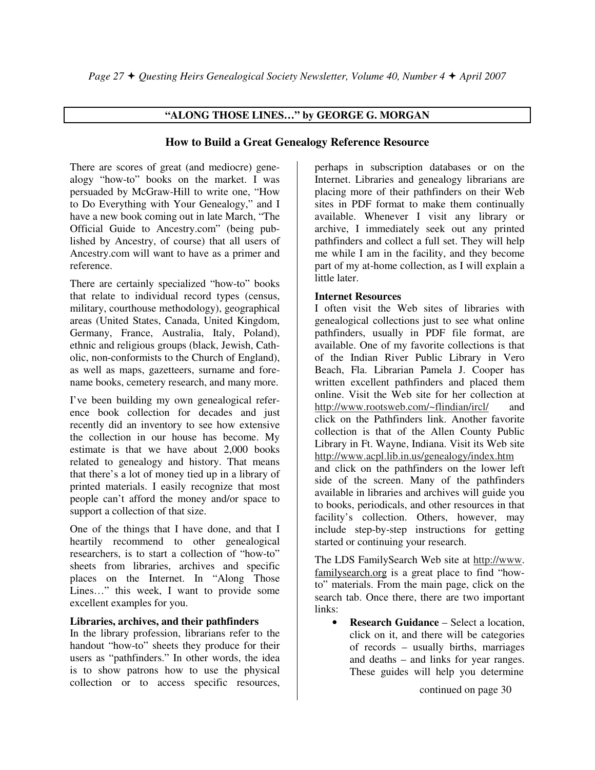## "ALONG THOSE LINES…" by GEORGE G. MORGAN

### How to Build a Great Genealogy Reference Resource

There are scores of great (and mediocre) genealogy "how-to" books on the market. I was persuaded by McGraw-Hill to write one, "How to Do Everything with Your Genealogy," and I have a new book coming out in late March, "The Official Guide to Ancestry.com" (being published by Ancestry, of course) that all users of Ancestry.com will want to have as a primer and reference.

There are certainly specialized "how-to" books that relate to individual record types (census, military, courthouse methodology), geographical areas (United States, Canada, United Kingdom, Germany, France, Australia, Italy, Poland), ethnic and religious groups (black, Jewish, Catholic, non-conformists to the Church of England), as well as maps, gazetteers, surname and forename books, cemetery research, and many more.

I've been building my own genealogical reference book collection for decades and just recently did an inventory to see how extensive the collection in our house has become. My estimate is that we have about 2,000 books related to genealogy and history. That means that there's a lot of money tied up in a library of printed materials. I easily recognize that most people can't afford the money and/or space to support a collection of that size.

One of the things that I have done, and that I heartily recommend to other genealogical researchers, is to start a collection of "how-to" sheets from libraries, archives and specific places on the Internet. In "Along Those Lines…" this week, I want to provide some excellent examples for you.

**Libraries, archives, and their pathfinders**

In the library profession, librarians refer to the handout "how-to" sheets they produce for their users as "pathfinders." In other words, the idea is to show patrons how to use the physical collection or to access specific resources, perhaps in subscription databases or on the Internet. Libraries and genealogy librarians are placing more of their pathfinders on their Web sites in PDF format to make them continually available. Whenever I visit any library or archive, I immediately seek out any printed pathfinders and collect a full set. They will help me while I am in the facility, and they become part of my at-home collection, as I will explain a little later.

**Internet Resources**

I often visit the Web sites of libraries with genealogical collections just to see what online pathfinders, usually in PDF file format, are available. One of my favorite collections is that of the Indian River Public Library in Vero Beach, Fla. Librarian Pamela J. Cooper has written excellent pathfinders and placed them online. Visit the Web site for her collection at http://www.rootsweb.com/~flindian/ircl/ and click on the Pathfinders link. Another favorite collection is that of the Allen County Public Library in Ft. Wayne, Indiana. Visit its Web site http://www.acpl.lib.in.us/genealogy/index.htm and click on the pathfinders on the lower left side of the screen. Many of the pathfinders available in libraries and archives will guide you to books, periodicals, and other resources in that facility's collection. Others, however, may include step-by-step instructions for getting started or continuing your research.

The LDS FamilySearch Web site at http://www.familysearch.org is a great place to find "how-to" materials. From the main page, click on the search tab. Once there, there are two important links:

- **Research Guidance** – Select a location, click on it, and there will be categories of records – usually births, marriages and deaths – and links for year ranges. These guides will help you determine

continued on page 30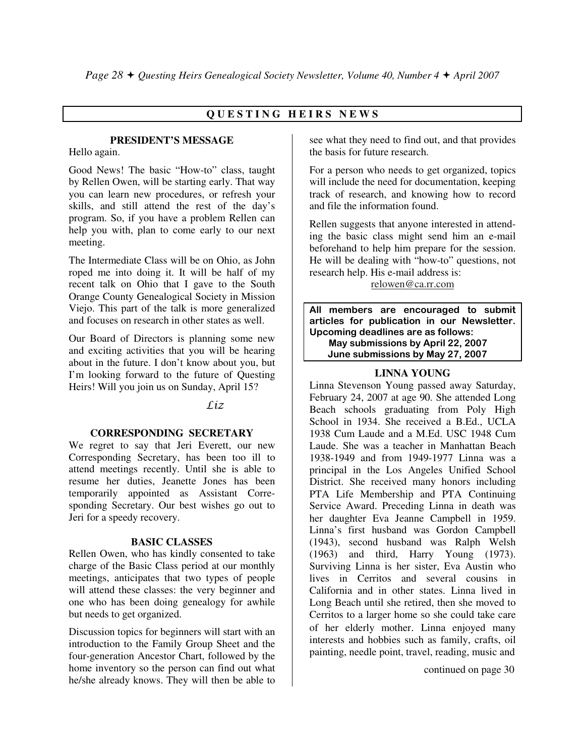## QUESTING HEIRS NEWS

### PRESIDENT'S MESSAGE

Hello again.

Good News! The basic "How-to" class, taught by Rellen Owen, will be starting early. That way you can learn new procedures, or refresh your skills, and still attend the rest of the day's program. So, if you have a problem Rellen can help you with, plan to come early to our next meeting.

The Intermediate Class will be on Ohio, as John roped me into doing it. It will be half of my recent talk on Ohio that I gave to the South Orange County Genealogical Society in Mission Viejo. This part of the talk is more generalized and focuses on research in other states as well.

Our Board of Directors is planning some new and exciting activities that you will be hearing about in the future. I don't know about you, but I'm looking forward to the future of Questing Heirs! Will you join us on Sunday, April 15?

*Liz*

### CORRESPONDING SECRETARY

We regret to say that Jeri Everett, our new Corresponding Secretary, has been too ill to attend meetings recently. Until she is able to resume her duties, Jeanette Jones has been temporarily appointed as Assistant Corresponding Secretary. Our best wishes go out to Jeri for a speedy recovery.

### BASIC CLASSES

Rellen Owen, who has kindly consented to take charge of the Basic Class period at our monthly meetings, anticipates that two types of people will attend these classes: the very beginner and one who has been doing genealogy for awhile but needs to get organized.

Discussion topics for beginners will start with an introduction to the Family Group Sheet and the four-generation Ancestor Chart, followed by the home inventory so the person can find out what he/she already knows. They will then be able to see what they need to find out, and that provides the basis for future research.

For a person who needs to get organized, topics will include the need for documentation, keeping track of research, and knowing how to record and file the information found.

Rellen suggests that anyone interested in attending the basic class might send him an e-mail beforehand to help him prepare for the session. He will be dealing with "how-to" questions, not research help. His e-mail address is:

relowen@ca.rr.com

**All members are encouraged to submit articles for publication in our Newsletter. Upcoming deadlines are as follows:**

**May submissions by April 22, 2007**
**June submissions by May 27, 2007**

### LINNA YOUNG

Linna Stevenson Young passed away Saturday, February 24, 2007 at age 90. She attended Long Beach schools graduating from Poly High School in 1934. She received a B.Ed., UCLA 1938 Cum Laude and a M.Ed. USC 1948 Cum Laude. She was a teacher in Manhattan Beach 1938-1949 and from 1949-1977 Linna was a principal in the Los Angeles Unified School District. She received many honors including PTA Life Membership and PTA Continuing Service Award. Preceding Linna in death was her daughter Eva Jeanne Campbell in 1959. Linna's first husband was Gordon Campbell (1943), second husband was Ralph Welsh (1963) and third, Harry Young (1973). Surviving Linna is her sister, Eva Austin who lives in Cerritos and several cousins in California and in other states. Linna lived in Long Beach until she retired, then she moved to Cerritos to a larger home so she could take care of her elderly mother. Linna enjoyed many interests and hobbies such as family, crafts, oil painting, needle point, travel, reading, music and

continued on page 30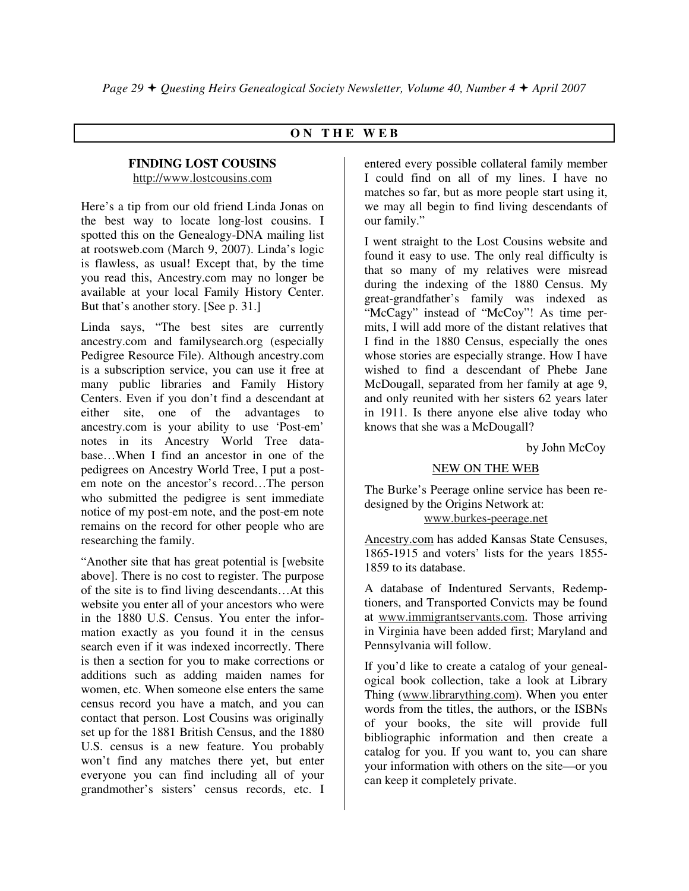## ON THE WEB

### FINDING LOST COUSINS

http://www.lostcousins.com

Here's a tip from our old friend Linda Jonas on the best way to locate long-lost cousins. I spotted this on the Genealogy-DNA mailing list at rootsweb.com (March 9, 2007). Linda's logic is flawless, as usual! Except that, by the time you read this, Ancestry.com may no longer be available at your local Family History Center. But that's another story. [See p. 31.]

Linda says, "The best sites are currently ancestry.com and familysearch.org (especially Pedigree Resource File). Although ancestry.com is a subscription service, you can use it free at many public libraries and Family History Centers. Even if you don't find a descendant at either site, one of the advantages to ancestry.com is your ability to use 'Post-em' notes in its Ancestry World Tree database…When I find an ancestor in one of the pedigrees on Ancestry World Tree, I put a post-em note on the ancestor's record…The person who submitted the pedigree is sent immediate notice of my post-em note, and the post-em note remains on the record for other people who are researching the family.

"Another site that has great potential is [website above]. There is no cost to register. The purpose of the site is to find living descendants…At this website you enter all of your ancestors who were in the 1880 U.S. Census. You enter the information exactly as you found it in the census search even if it was indexed incorrectly. There is then a section for you to make corrections or additions such as adding maiden names for women, etc. When someone else enters the same census record you have a match, and you can contact that person. Lost Cousins was originally set up for the 1881 British Census, and the 1880 U.S. census is a new feature. You probably won't find any matches there yet, but enter everyone you can find including all of your grandmother's sisters' census records, etc. I entered every possible collateral family member I could find on all of my lines. I have no matches so far, but as more people start using it, we may all begin to find living descendants of our family."

I went straight to the Lost Cousins website and found it easy to use. The only real difficulty is that so many of my relatives were misread during the indexing of the 1880 Census. My great-grandfather's family was indexed as "McCagy" instead of "McCoy"! As time permits, I will add more of the distant relatives that I find in the 1880 Census, especially the ones whose stories are especially strange. How I have wished to find a descendant of Phebe Jane McDougall, separated from her family at age 9, and only reunited with her sisters 62 years later in 1911. Is there anyone else alive today who knows that she was a McDougall?

by John McCoy

### NEW ON THE WEB

The Burke's Peerage online service has been redesigned by the Origins Network at: www.burkes-peerage.net

Ancestry.com has added Kansas State Censuses, 1865-1915 and voters' lists for the years 1855-1859 to its database.

A database of Indentured Servants, Redemptioners, and Transported Convicts may be found at www.immigrantservants.com. Those arriving in Virginia have been added first; Maryland and Pennsylvania will follow.

If you'd like to create a catalog of your genealogical book collection, take a look at Library Thing (www.librarything.com). When you enter words from the titles, the authors, or the ISBNs of your books, the site will provide full bibliographic information and then create a catalog for you. If you want to, you can share your information with others on the site—or you can keep it completely private.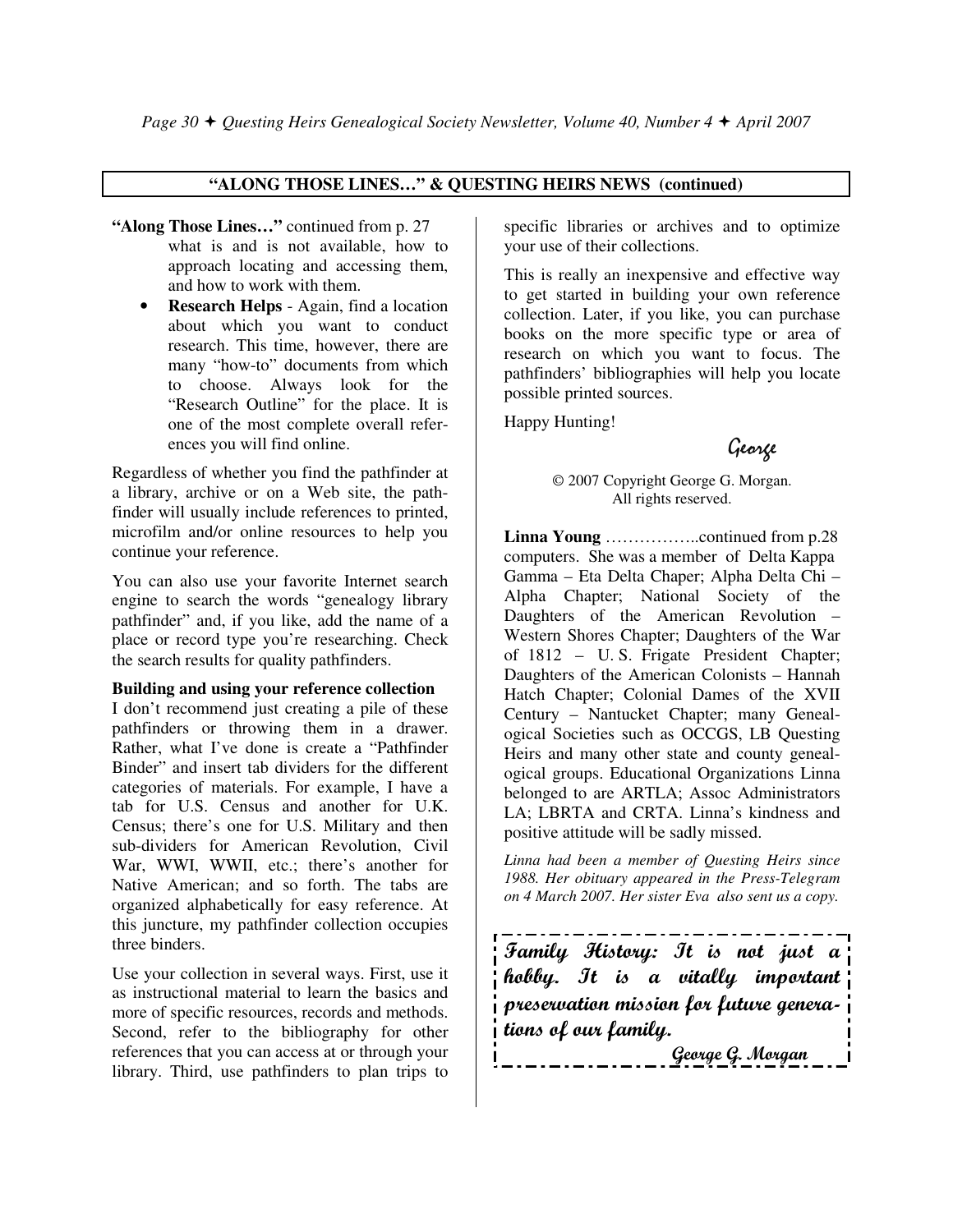## "ALONG THOSE LINES…" & QUESTING HEIRS NEWS (continued)

**"Along Those Lines…"** continued from p. 27

what is and is not available, how to approach locating and accessing them, and how to work with them.

- **Research Helps** - Again, find a location about which you want to conduct research. This time, however, there are many "how-to" documents from which to choose. Always look for the "Research Outline" for the place. It is one of the most complete overall references you will find online.

Regardless of whether you find the pathfinder at a library, archive or on a Web site, the pathfinder will usually include references to printed, microfilm and/or online resources to help you continue your reference.

You can also use your favorite Internet search engine to search the words "genealogy library pathfinder" and, if you like, add the name of a place or record type you're researching. Check the search results for quality pathfinders.

**Building and using your reference collection**

I don't recommend just creating a pile of these pathfinders or throwing them in a drawer. Rather, what I've done is create a "Pathfinder Binder" and insert tab dividers for the different categories of materials. For example, I have a tab for U.S. Census and another for U.K. Census; there's one for U.S. Military and then sub-dividers for American Revolution, Civil War, WWI, WWII, etc.; there's another for Native American; and so forth. The tabs are organized alphabetically for easy reference. At this juncture, my pathfinder collection occupies three binders.

Use your collection in several ways. First, use it as instructional material to learn the basics and more of specific resources, records and methods. Second, refer to the bibliography for other references that you can access at or through your library. Third, use pathfinders to plan trips to specific libraries or archives and to optimize your use of their collections.

This is really an inexpensive and effective way to get started in building your own reference collection. Later, if you like, you can purchase books on the more specific type or area of research on which you want to focus. The pathfinders' bibliographies will help you locate possible printed sources.

Happy Hunting!

George

© 2007 Copyright George G. Morgan. All rights reserved.

**Linna Young** ……………..continued from p.28

computers. She was a member of Delta Kappa Gamma – Eta Delta Chaper; Alpha Delta Chi – Alpha Chapter; National Society of the Daughters of the American Revolution – Western Shores Chapter; Daughters of the War of 1812 – U. S. Frigate President Chapter; Daughters of the American Colonists – Hannah Hatch Chapter; Colonial Dames of the XVII Century – Nantucket Chapter; many Genealogical Societies such as OCCGS, LB Questing Heirs and many other state and county genealogical groups. Educational Organizations Linna belonged to are ARTLA; Assoc Administrators LA; LBRTA and CRTA. Linna's kindness and positive attitude will be sadly missed.

*Linna had been a member of Questing Heirs since 1988. Her obituary appeared in the Press-Telegram on 4 March 2007. Her sister Eva also sent us a copy.*

**Family History: It is not just a hobby. It is a vitally important preservation mission for future generations of our family.**

**George G. Morgan**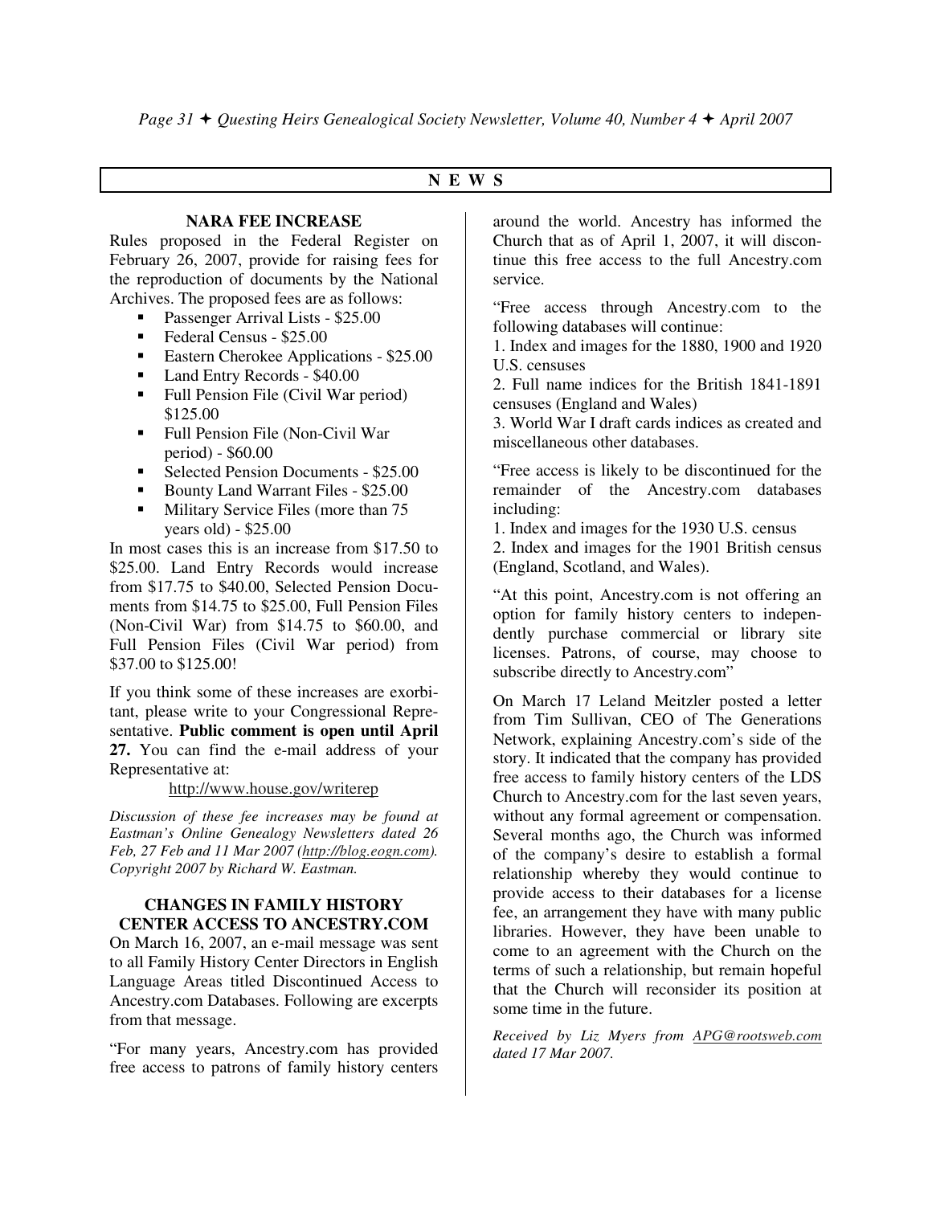## NEWS

### NARA FEE INCREASE

Rules proposed in the Federal Register on February 26, 2007, provide for raising fees for the reproduction of documents by the National Archives. The proposed fees are as follows:

- Passenger Arrival Lists - $25.00
- Federal Census - $25.00
- Eastern Cherokee Applications - $25.00
- Land Entry Records - $40.00
- Full Pension File (Civil War period) $125.00
- Full Pension File (Non-Civil War period) - $60.00
- Selected Pension Documents - $25.00
- Bounty Land Warrant Files - $25.00
- Military Service Files (more than 75 years old) - $25.00

In most cases this is an increase from $17.50 to $25.00. Land Entry Records would increase from $17.75 to $40.00, Selected Pension Documents from $14.75 to $25.00, Full Pension Files (Non-Civil War) from $14.75 to $60.00, and Full Pension Files (Civil War period) from $37.00 to $125.00!

If you think some of these increases are exorbitant, please write to your Congressional Representative. **Public comment is open until April 27.** You can find the e-mail address of your Representative at:

http://www.house.gov/writerep

*Discussion of these fee increases may be found at Eastman's Online Genealogy Newsletters dated 26 Feb, 27 Feb and 11 Mar 2007 (http://blog.eogn.com). Copyright 2007 by Richard W. Eastman.*

### CHANGES IN FAMILY HISTORY CENTER ACCESS TO ANCESTRY.COM

On March 16, 2007, an e-mail message was sent to all Family History Center Directors in English Language Areas titled Discontinued Access to Ancestry.com Databases. Following are excerpts from that message.

"For many years, Ancestry.com has provided free access to patrons of family history centers around the world. Ancestry has informed the Church that as of April 1, 2007, it will discontinue this free access to the full Ancestry.com service.

"Free access through Ancestry.com to the following databases will continue:

1. Index and images for the 1880, 1900 and 1920 U.S. censuses
2. Full name indices for the British 1841-1891 censuses (England and Wales)
3. World War I draft cards indices as created and miscellaneous other databases.

"Free access is likely to be discontinued for the remainder of the Ancestry.com databases including:

1. Index and images for the 1930 U.S. census
2. Index and images for the 1901 British census (England, Scotland, and Wales).

"At this point, Ancestry.com is not offering an option for family history centers to independently purchase commercial or library site licenses. Patrons, of course, may choose to subscribe directly to Ancestry.com"

On March 17 Leland Meitzler posted a letter from Tim Sullivan, CEO of The Generations Network, explaining Ancestry.com's side of the story. It indicated that the company has provided free access to family history centers of the LDS Church to Ancestry.com for the last seven years, without any formal agreement or compensation. Several months ago, the Church was informed of the company's desire to establish a formal relationship whereby they would continue to provide access to their databases for a license fee, an arrangement they have with many public libraries. However, they have been unable to come to an agreement with the Church on the terms of such a relationship, but remain hopeful that the Church will reconsider its position at some time in the future.

*Received by Liz Myers from APG@rootsweb.com dated 17 Mar 2007.*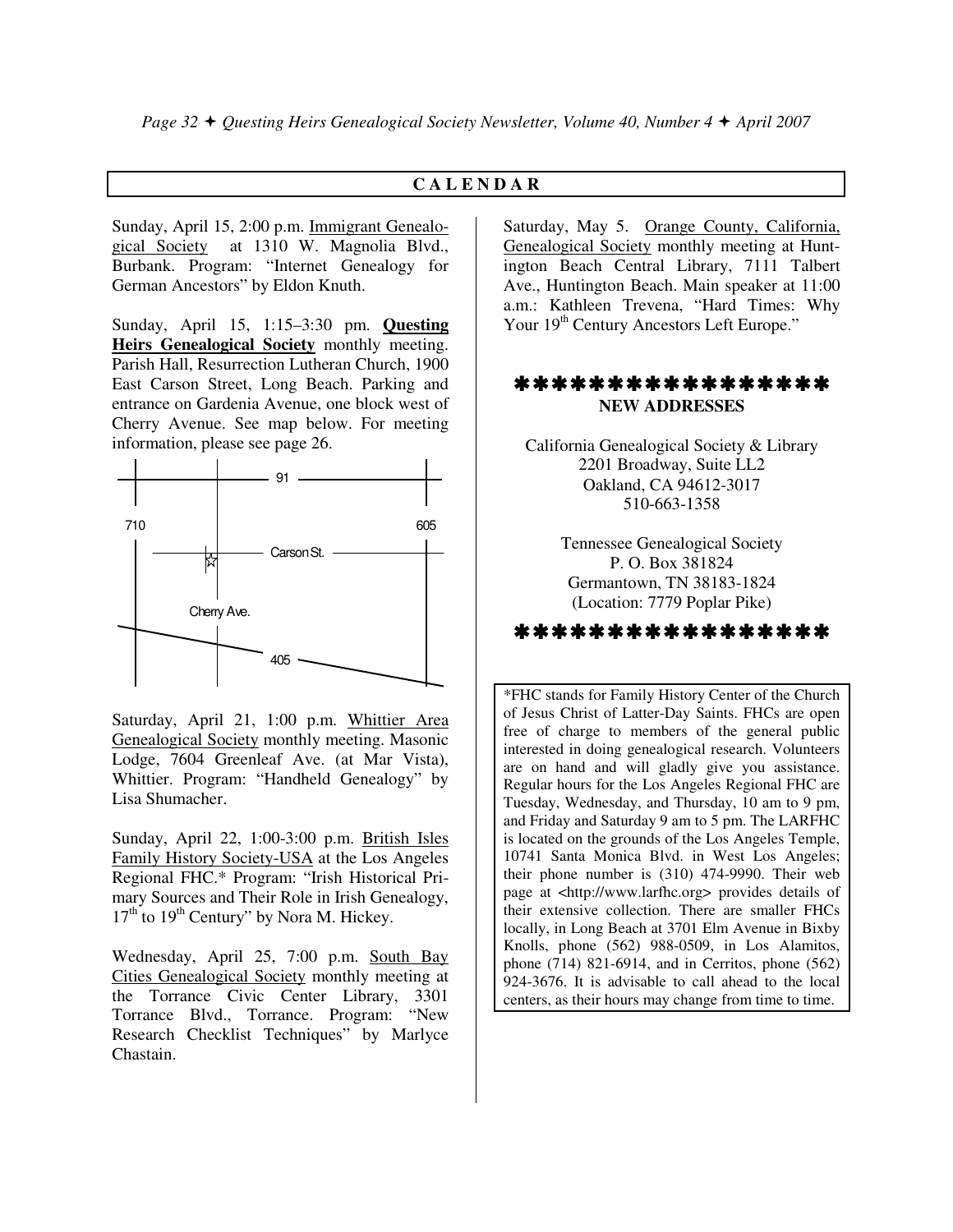## CALENDAR

Sunday, April 15, 2:00 p.m. Immigrant Genealogical Society at 1310 W. Magnolia Blvd., Burbank. Program: "Internet Genealogy for German Ancestors" by Eldon Knuth.

Sunday, April 15, 1:15–3:30 pm. **Questing Heirs Genealogical Society** monthly meeting. Parish Hall, Resurrection Lutheran Church, 1900 East Carson Street, Long Beach. Parking and entrance on Gardenia Avenue, one block west of Cherry Avenue. See map below. For meeting information, please see page 26.

91
710
605
Carson St.
Cherry Ave.
405

Saturday, April 21, 1:00 p.m. Whittier Area Genealogical Society monthly meeting. Masonic Lodge, 7604 Greenleaf Ave. (at Mar Vista), Whittier. Program: "Handheld Genealogy" by Lisa Shumacher.

Sunday, April 22, 1:00-3:00 p.m. British Isles Family History Society-USA at the Los Angeles Regional FHC.* Program: "Irish Historical Primary Sources and Their Role in Irish Genealogy, 17th to 19th Century" by Nora M. Hickey.

Wednesday, April 25, 7:00 p.m. South Bay Cities Genealogical Society monthly meeting at the Torrance Civic Center Library, 3301 Torrance Blvd., Torrance. Program: "New Research Checklist Techniques" by Marlyce Chastain.

Saturday, May 5. Orange County, California, Genealogical Society monthly meeting at Huntington Beach Central Library, 7111 Talbert Ave., Huntington Beach. Main speaker at 11:00 a.m.: Kathleen Trevena, "Hard Times: Why Your 19th Century Ancestors Left Europe."

✱✱✱✱✱✱✱✱✱✱✱✱✱✱✱✱✱

**NEW ADDRESSES**

California Genealogical Society & Library
2201 Broadway, Suite LL2
Oakland, CA 94612-3017
510-663-1358

Tennessee Genealogical Society
P. O. Box 381824
Germantown, TN 38183-1824
(Location: 7779 Poplar Pike)

✱✱✱✱✱✱✱✱✱✱✱✱✱✱✱✱✱

*FHC stands for Family History Center of the Church of Jesus Christ of Latter-Day Saints. FHCs are open free of charge to members of the general public interested in doing genealogical research. Volunteers are on hand and will gladly give you assistance. Regular hours for the Los Angeles Regional FHC are Tuesday, Wednesday, and Thursday, 10 am to 9 pm, and Friday and Saturday 9 am to 5 pm. The LARFHC is located on the grounds of the Los Angeles Temple, 10741 Santa Monica Blvd. in West Los Angeles; their phone number is (310) 474-9990. Their web page at <http://www.larfhc.org> provides details of their extensive collection. There are smaller FHCs locally, in Long Beach at 3701 Elm Avenue in Bixby Knolls, phone (562) 988-0509, in Los Alamitos, phone (714) 821-6914, and in Cerritos, phone (562) 924-3676. It is advisable to call ahead to the local centers, as their hours may change from time to time.